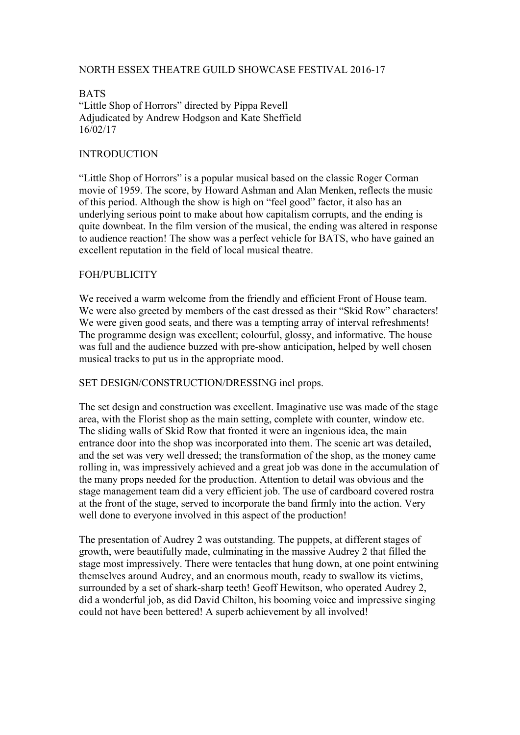# NORTH ESSEX THEATRE GUILD SHOWCASE FESTIVAL 2016-17

BATS
"Little Shop of Horrors" directed by Pippa Revell
Adjudicated by Andrew Hodgson and Kate Sheffield
16/02/17

## INTRODUCTION

"Little Shop of Horrors" is a popular musical based on the classic Roger Corman movie of 1959. The score, by Howard Ashman and Alan Menken, reflects the music of this period. Although the show is high on "feel good" factor, it also has an underlying serious point to make about how capitalism corrupts, and the ending is quite downbeat. In the film version of the musical, the ending was altered in response to audience reaction! The show was a perfect vehicle for BATS, who have gained an excellent reputation in the field of local musical theatre.

## FOH/PUBLICITY

We received a warm welcome from the friendly and efficient Front of House team. We were also greeted by members of the cast dressed as their "Skid Row" characters! We were given good seats, and there was a tempting array of interval refreshments! The programme design was excellent; colourful, glossy, and informative. The house was full and the audience buzzed with pre-show anticipation, helped by well chosen musical tracks to put us in the appropriate mood.

## SET DESIGN/CONSTRUCTION/DRESSING incl props.

The set design and construction was excellent. Imaginative use was made of the stage area, with the Florist shop as the main setting, complete with counter, window etc. The sliding walls of Skid Row that fronted it were an ingenious idea, the main entrance door into the shop was incorporated into them. The scenic art was detailed, and the set was very well dressed; the transformation of the shop, as the money came rolling in, was impressively achieved and a great job was done in the accumulation of the many props needed for the production. Attention to detail was obvious and the stage management team did a very efficient job. The use of cardboard covered rostra at the front of the stage, served to incorporate the band firmly into the action. Very well done to everyone involved in this aspect of the production!

The presentation of Audrey 2 was outstanding. The puppets, at different stages of growth, were beautifully made, culminating in the massive Audrey 2 that filled the stage most impressively. There were tentacles that hung down, at one point entwining themselves around Audrey, and an enormous mouth, ready to swallow its victims, surrounded by a set of shark-sharp teeth! Geoff Hewitson, who operated Audrey 2, did a wonderful job, as did David Chilton, his booming voice and impressive singing could not have been bettered! A superb achievement by all involved!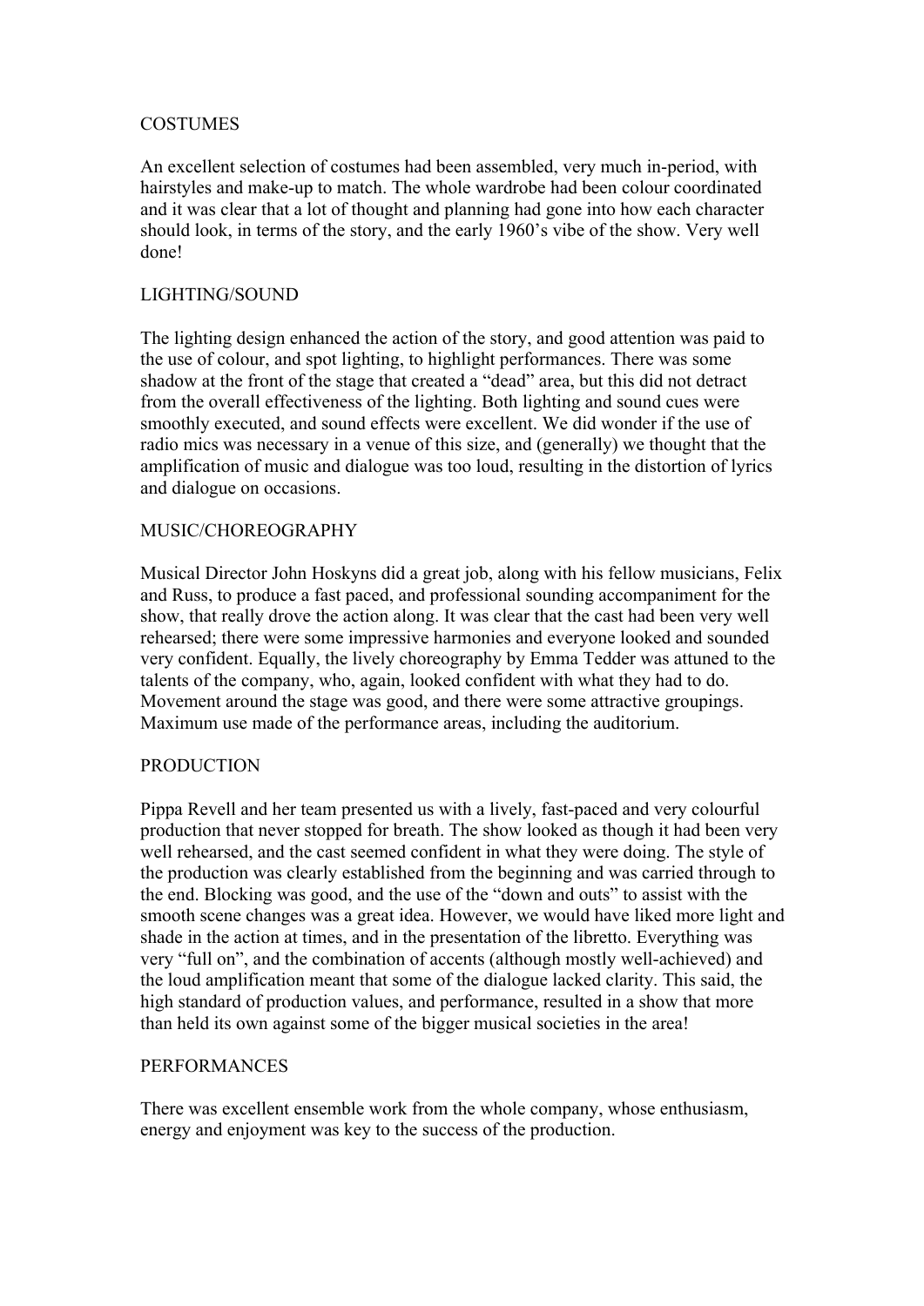## COSTUMES

An excellent selection of costumes had been assembled, very much in-period, with hairstyles and make-up to match. The whole wardrobe had been colour coordinated and it was clear that a lot of thought and planning had gone into how each character should look, in terms of the story, and the early 1960's vibe of the show. Very well done!

## LIGHTING/SOUND

The lighting design enhanced the action of the story, and good attention was paid to the use of colour, and spot lighting, to highlight performances. There was some shadow at the front of the stage that created a "dead" area, but this did not detract from the overall effectiveness of the lighting. Both lighting and sound cues were smoothly executed, and sound effects were excellent. We did wonder if the use of radio mics was necessary in a venue of this size, and (generally) we thought that the amplification of music and dialogue was too loud, resulting in the distortion of lyrics and dialogue on occasions.

## MUSIC/CHOREOGRAPHY

Musical Director John Hoskyns did a great job, along with his fellow musicians, Felix and Russ, to produce a fast paced, and professional sounding accompaniment for the show, that really drove the action along. It was clear that the cast had been very well rehearsed; there were some impressive harmonies and everyone looked and sounded very confident. Equally, the lively choreography by Emma Tedder was attuned to the talents of the company, who, again, looked confident with what they had to do. Movement around the stage was good, and there were some attractive groupings. Maximum use made of the performance areas, including the auditorium.

## PRODUCTION

Pippa Revell and her team presented us with a lively, fast-paced and very colourful production that never stopped for breath. The show looked as though it had been very well rehearsed, and the cast seemed confident in what they were doing. The style of the production was clearly established from the beginning and was carried through to the end. Blocking was good, and the use of the "down and outs" to assist with the smooth scene changes was a great idea. However, we would have liked more light and shade in the action at times, and in the presentation of the libretto. Everything was very "full on", and the combination of accents (although mostly well-achieved) and the loud amplification meant that some of the dialogue lacked clarity. This said, the high standard of production values, and performance, resulted in a show that more than held its own against some of the bigger musical societies in the area!

## PERFORMANCES

There was excellent ensemble work from the whole company, whose enthusiasm, energy and enjoyment was key to the success of the production.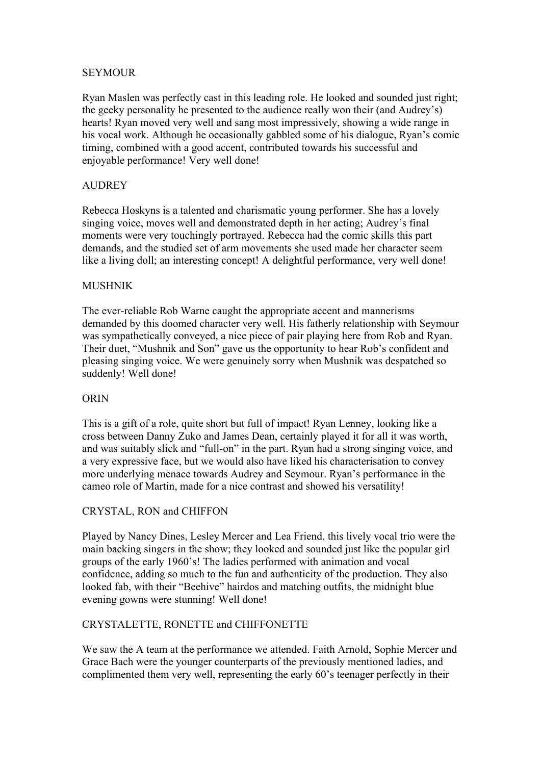## SEYMOUR

Ryan Maslen was perfectly cast in this leading role. He looked and sounded just right; the geeky personality he presented to the audience really won their (and Audrey's) hearts! Ryan moved very well and sang most impressively, showing a wide range in his vocal work. Although he occasionally gabbled some of his dialogue, Ryan's comic timing, combined with a good accent, contributed towards his successful and enjoyable performance! Very well done!

## AUDREY

Rebecca Hoskyns is a talented and charismatic young performer. She has a lovely singing voice, moves well and demonstrated depth in her acting; Audrey's final moments were very touchingly portrayed. Rebecca had the comic skills this part demands, and the studied set of arm movements she used made her character seem like a living doll; an interesting concept! A delightful performance, very well done!

## MUSHNIK

The ever-reliable Rob Warne caught the appropriate accent and mannerisms demanded by this doomed character very well. His fatherly relationship with Seymour was sympathetically conveyed, a nice piece of pair playing here from Rob and Ryan. Their duet, "Mushnik and Son" gave us the opportunity to hear Rob's confident and pleasing singing voice. We were genuinely sorry when Mushnik was despatched so suddenly! Well done!

## ORIN

This is a gift of a role, quite short but full of impact! Ryan Lenney, looking like a cross between Danny Zuko and James Dean, certainly played it for all it was worth, and was suitably slick and "full-on" in the part. Ryan had a strong singing voice, and a very expressive face, but we would also have liked his characterisation to convey more underlying menace towards Audrey and Seymour. Ryan's performance in the cameo role of Martin, made for a nice contrast and showed his versatility!

## CRYSTAL, RON and CHIFFON

Played by Nancy Dines, Lesley Mercer and Lea Friend, this lively vocal trio were the main backing singers in the show; they looked and sounded just like the popular girl groups of the early 1960's! The ladies performed with animation and vocal confidence, adding so much to the fun and authenticity of the production. They also looked fab, with their "Beehive" hairdos and matching outfits, the midnight blue evening gowns were stunning! Well done!

## CRYSTALETTE, RONETTE and CHIFFONETTE

We saw the A team at the performance we attended. Faith Arnold, Sophie Mercer and Grace Bach were the younger counterparts of the previously mentioned ladies, and complimented them very well, representing the early 60's teenager perfectly in their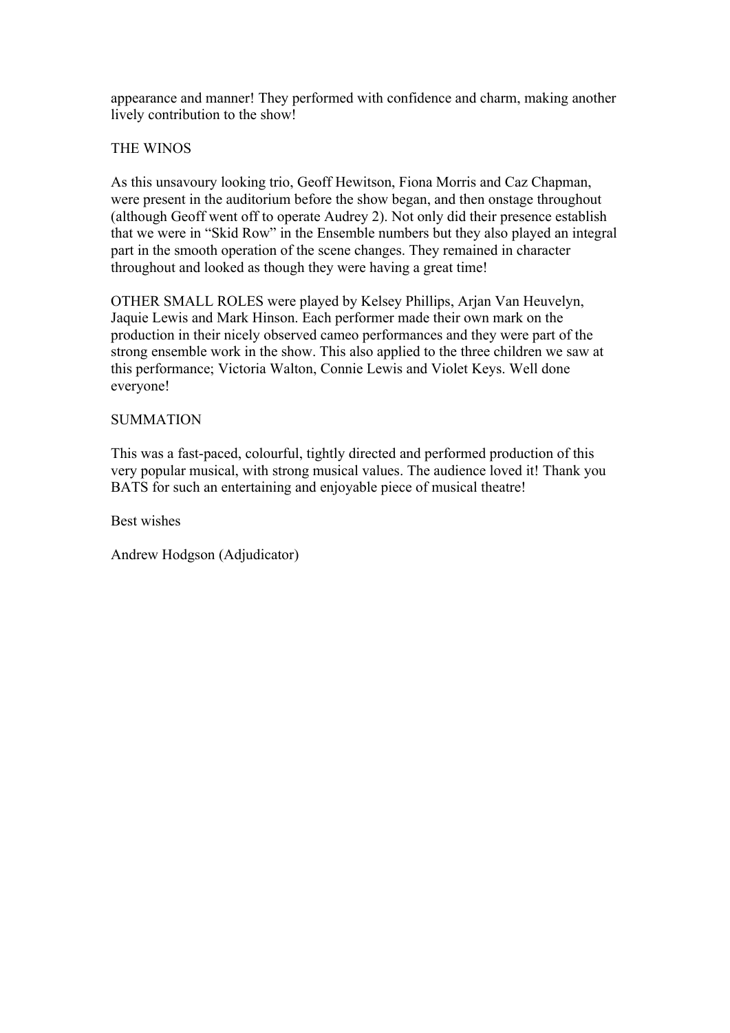appearance and manner! They performed with confidence and charm, making another lively contribution to the show!

## THE WINOS

As this unsavoury looking trio, Geoff Hewitson, Fiona Morris and Caz Chapman, were present in the auditorium before the show began, and then onstage throughout (although Geoff went off to operate Audrey 2). Not only did their presence establish that we were in “Skid Row” in the Ensemble numbers but they also played an integral part in the smooth operation of the scene changes. They remained in character throughout and looked as though they were having a great time!

OTHER SMALL ROLES were played by Kelsey Phillips, Arjan Van Heuvelyn, Jaquie Lewis and Mark Hinson. Each performer made their own mark on the production in their nicely observed cameo performances and they were part of the strong ensemble work in the show. This also applied to the three children we saw at this performance; Victoria Walton, Connie Lewis and Violet Keys. Well done everyone!

## SUMMATION

This was a fast-paced, colourful, tightly directed and performed production of this very popular musical, with strong musical values. The audience loved it! Thank you BATS for such an entertaining and enjoyable piece of musical theatre!

Best wishes

Andrew Hodgson (Adjudicator)